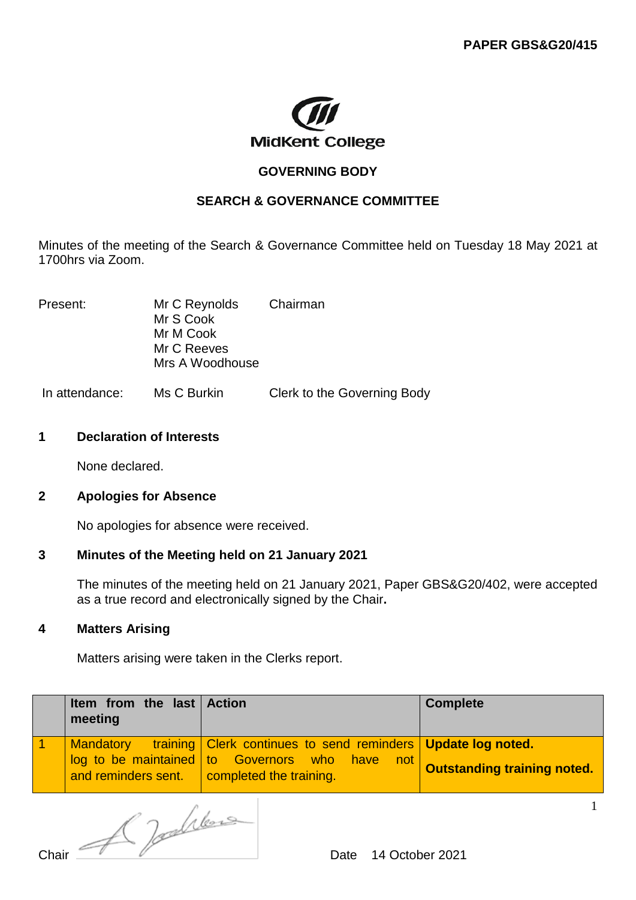**PAPER GBS&G20/415**

MidKent College

## GOVERNING BODY

## SEARCH & GOVERNANCE COMMITTEE

Minutes of the meeting of the Search & Governance Committee held on Tuesday 18 May 2021 at 1700hrs via Zoom.

| | | |
|---|---|---|
| Present: | Mr C Reynolds | Chairman |
| | Mr S Cook | |
| | Mr M Cook | |
| | Mr C Reeves | |
| | Mrs A Woodhouse | |
| In attendance: | Ms C Burkin | Clerk to the Governing Body |

### 1 Declaration of Interests

None declared.

### 2 Apologies for Absence

No apologies for absence were received.

### 3 Minutes of the Meeting held on 21 January 2021

The minutes of the meeting held on 21 January 2021, Paper GBS&G20/402, were accepted as a true record and electronically signed by the Chair**.**

### 4 Matters Arising

Matters arising were taken in the Clerks report.

| | Item from the last meeting | Action | Complete |
|---|---|---|---|
| 1 | Mandatory training log to be maintained and reminders sent. | Clerk continues to send reminders to Governors who have not completed the training. | **Update log noted.** **Outstanding training noted.** |

Chair [signature] Date 14 October 2021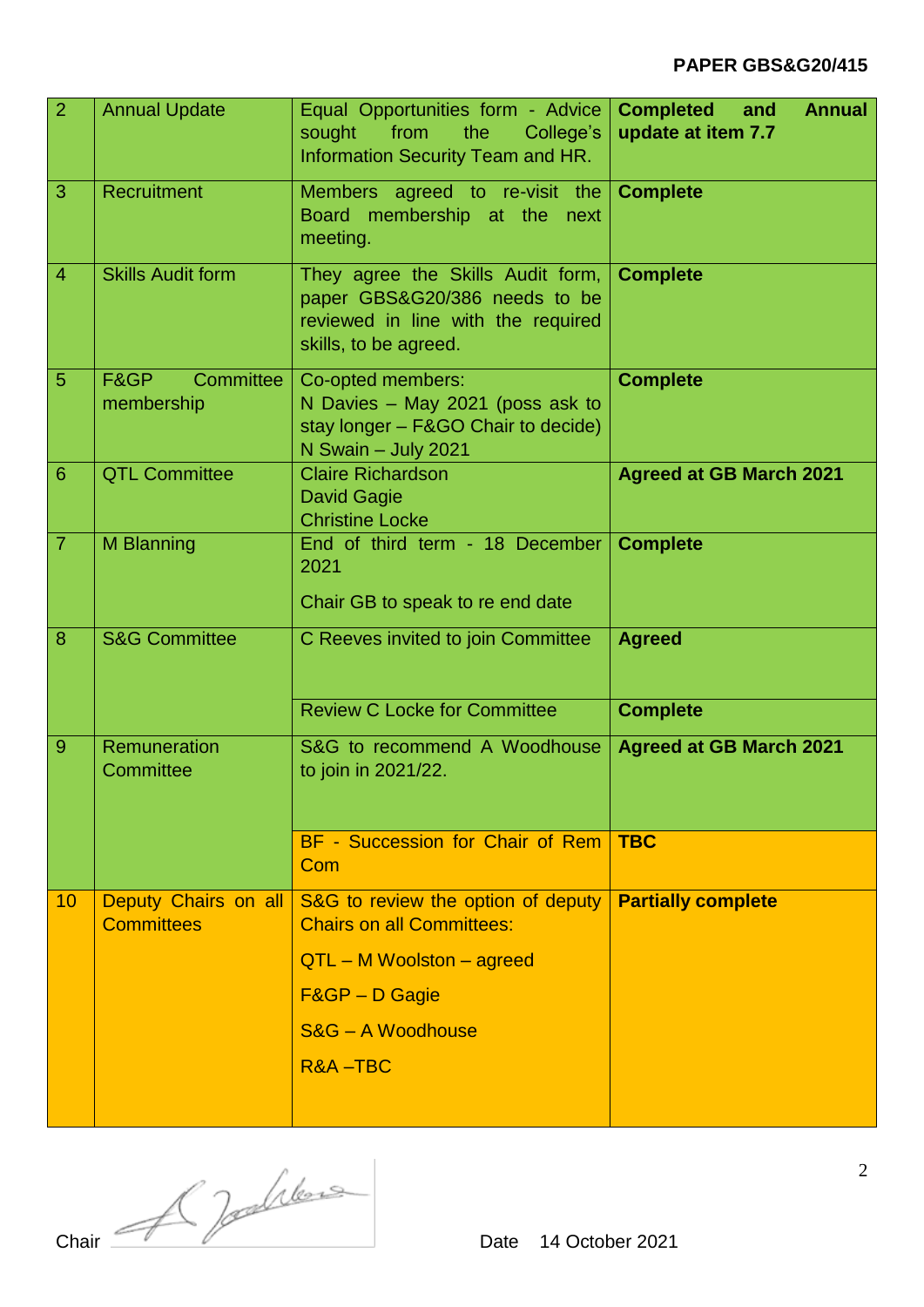**PAPER GBS&G20/415**

| | | | |
|---|---|---|---|
| 2 | Annual Update | Equal Opportunities form - Advice sought from the College's Information Security Team and HR. | **Completed and Annual update at item 7.7** |
| 3 | Recruitment | Members agreed to re-visit the Board membership at the next meeting. | **Complete** |
| 4 | Skills Audit form | They agree the Skills Audit form, paper GBS&G20/386 needs to be reviewed in line with the required skills, to be agreed. | **Complete** |
| 5 | F&GP Committee membership | Co-opted members:<br>N Davies – May 2021 (poss ask to stay longer – F&GO Chair to decide)<br>N Swain – July 2021 | **Complete** |
| 6 | QTL Committee | Claire Richardson<br>David Gagie<br>Christine Locke | **Agreed at GB March 2021** |
| 7 | M Blanning | End of third term - 18 December 2021<br><br>Chair GB to speak to re end date | **Complete** |
| 8 | S&G Committee | C Reeves invited to join Committee | **Agreed** |
| | | Review C Locke for Committee | **Complete** |
| 9 | Remuneration Committee | S&G to recommend A Woodhouse to join in 2021/22. | **Agreed at GB March 2021** |
| | | BF - Succession for Chair of Rem Com | **TBC** |
| 10 | Deputy Chairs on all Committees | S&G to review the option of deputy Chairs on all Committees:<br><br>QTL – M Woolston – agreed<br><br>F&GP – D Gagie<br><br>S&G – A Woodhouse<br><br>R&A –TBC | **Partially complete** |

Chair _________________ Date 14 October 2021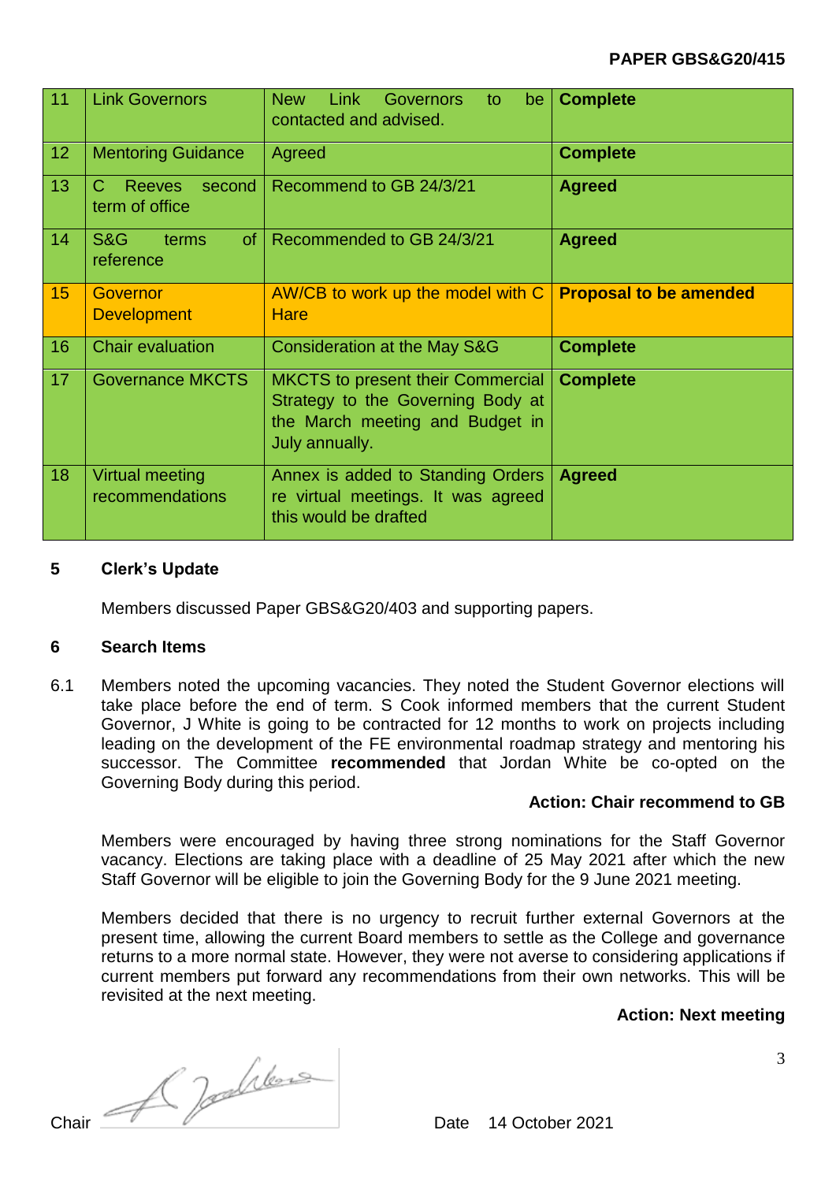**PAPER GBS&G20/415**

| 11 | Link Governors | New Link Governors to be contacted and advised. | **Complete** |
|---|---|---|---|
| 12 | Mentoring Guidance | Agreed | **Complete** |
| 13 | C Reeves second term of office | Recommend to GB 24/3/21 | **Agreed** |
| 14 | S&G terms of reference | Recommended to GB 24/3/21 | **Agreed** |
| 15 | Governor Development | AW/CB to work up the model with C Hare | **Proposal to be amended** |
| 16 | Chair evaluation | Consideration at the May S&G | **Complete** |
| 17 | Governance MKCTS | MKCTS to present their Commercial Strategy to the Governing Body at the March meeting and Budget in July annually. | **Complete** |
| 18 | Virtual meeting recommendations | Annex is added to Standing Orders re virtual meetings. It was agreed this would be drafted | **Agreed** |

**5 Clerk's Update**

Members discussed Paper GBS&G20/403 and supporting papers.

**6 Search Items**

6.1 Members noted the upcoming vacancies. They noted the Student Governor elections will take place before the end of term. S Cook informed members that the current Student Governor, J White is going to be contracted for 12 months to work on projects including leading on the development of the FE environmental roadmap strategy and mentoring his successor. The Committee **recommended** that Jordan White be co-opted on the Governing Body during this period.

**Action: Chair recommend to GB**

Members were encouraged by having three strong nominations for the Staff Governor vacancy. Elections are taking place with a deadline of 25 May 2021 after which the new Staff Governor will be eligible to join the Governing Body for the 9 June 2021 meeting.

Members decided that there is no urgency to recruit further external Governors at the present time, allowing the current Board members to settle as the College and governance returns to a more normal state. However, they were not averse to considering applications if current members put forward any recommendations from their own networks. This will be revisited at the next meeting.

**Action: Next meeting**

Chair Date 14 October 2021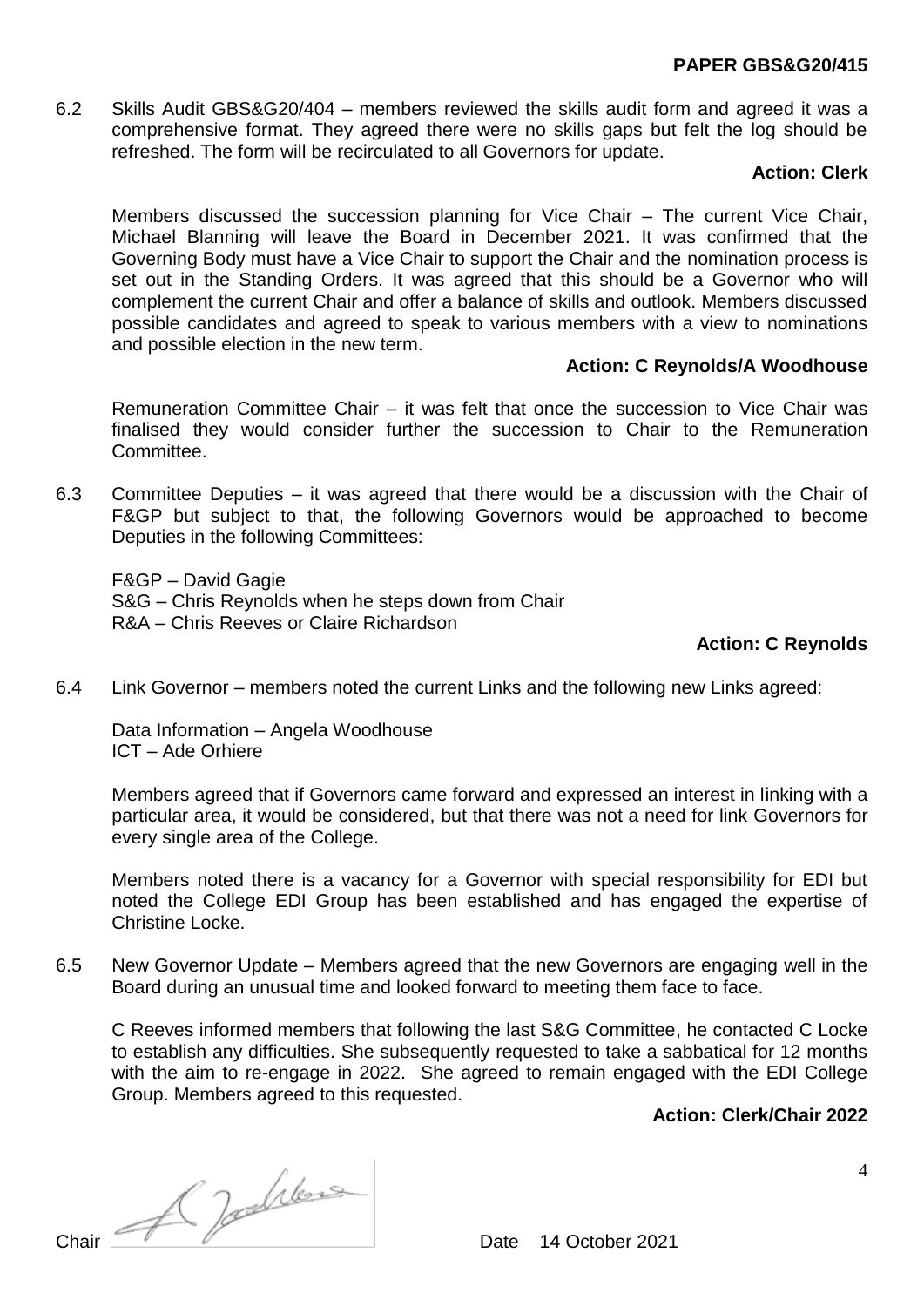**PAPER GBS&G20/415**

6.2 Skills Audit GBS&G20/404 – members reviewed the skills audit form and agreed it was a comprehensive format. They agreed there were no skills gaps but felt the log should be refreshed. The form will be recirculated to all Governors for update.

**Action: Clerk**

Members discussed the succession planning for Vice Chair – The current Vice Chair, Michael Blanning will leave the Board in December 2021. It was confirmed that the Governing Body must have a Vice Chair to support the Chair and the nomination process is set out in the Standing Orders. It was agreed that this should be a Governor who will complement the current Chair and offer a balance of skills and outlook. Members discussed possible candidates and agreed to speak to various members with a view to nominations and possible election in the new term.

**Action: C Reynolds/A Woodhouse**

Remuneration Committee Chair – it was felt that once the succession to Vice Chair was finalised they would consider further the succession to Chair to the Remuneration Committee.

6.3 Committee Deputies – it was agreed that there would be a discussion with the Chair of F&GP but subject to that, the following Governors would be approached to become Deputies in the following Committees:

F&GP – David Gagie
S&G – Chris Reynolds when he steps down from Chair
R&A – Chris Reeves or Claire Richardson

**Action: C Reynolds**

6.4 Link Governor – members noted the current Links and the following new Links agreed:

Data Information – Angela Woodhouse
ICT – Ade Orhiere

Members agreed that if Governors came forward and expressed an interest in linking with a particular area, it would be considered, but that there was not a need for link Governors for every single area of the College.

Members noted there is a vacancy for a Governor with special responsibility for EDI but noted the College EDI Group has been established and has engaged the expertise of Christine Locke.

6.5 New Governor Update – Members agreed that the new Governors are engaging well in the Board during an unusual time and looked forward to meeting them face to face.

C Reeves informed members that following the last S&G Committee, he contacted C Locke to establish any difficulties. She subsequently requested to take a sabbatical for 12 months with the aim to re-engage in 2022. She agreed to remain engaged with the EDI College Group. Members agreed to this requested.

**Action: Clerk/Chair 2022**

Chair Date 14 October 2021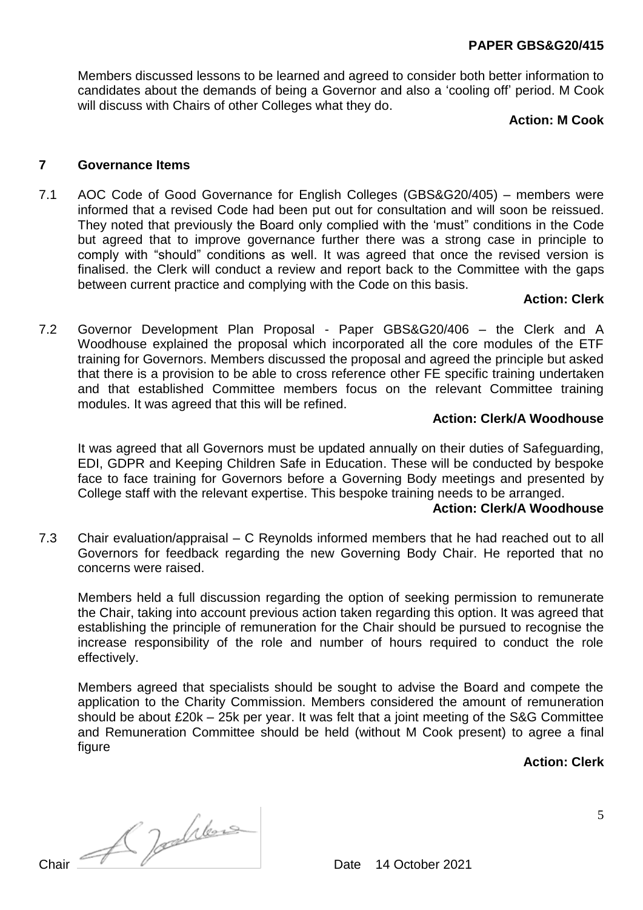Members discussed lessons to be learned and agreed to consider both better information to candidates about the demands of being a Governor and also a 'cooling off' period. M Cook will discuss with Chairs of other Colleges what they do.

**Action: M Cook**

## 7 Governance Items

7.1 AOC Code of Good Governance for English Colleges (GBS&G20/405) – members were informed that a revised Code had been put out for consultation and will soon be reissued. They noted that previously the Board only complied with the 'must" conditions in the Code but agreed that to improve governance further there was a strong case in principle to comply with "should" conditions as well. It was agreed that once the revised version is finalised. the Clerk will conduct a review and report back to the Committee with the gaps between current practice and complying with the Code on this basis.

**Action: Clerk**

7.2 Governor Development Plan Proposal - Paper GBS&G20/406 – the Clerk and A Woodhouse explained the proposal which incorporated all the core modules of the ETF training for Governors. Members discussed the proposal and agreed the principle but asked that there is a provision to be able to cross reference other FE specific training undertaken and that established Committee members focus on the relevant Committee training modules. It was agreed that this will be refined.

**Action: Clerk/A Woodhouse**

It was agreed that all Governors must be updated annually on their duties of Safeguarding, EDI, GDPR and Keeping Children Safe in Education. These will be conducted by bespoke face to face training for Governors before a Governing Body meetings and presented by College staff with the relevant expertise. This bespoke training needs to be arranged.

**Action: Clerk/A Woodhouse**

7.3 Chair evaluation/appraisal – C Reynolds informed members that he had reached out to all Governors for feedback regarding the new Governing Body Chair. He reported that no concerns were raised.

Members held a full discussion regarding the option of seeking permission to remunerate the Chair, taking into account previous action taken regarding this option. It was agreed that establishing the principle of remuneration for the Chair should be pursued to recognise the increase responsibility of the role and number of hours required to conduct the role effectively.

Members agreed that specialists should be sought to advise the Board and compete the application to the Charity Commission. Members considered the amount of remuneration should be about £20k – 25k per year. It was felt that a joint meeting of the S&G Committee and Remuneration Committee should be held (without M Cook present) to agree a final figure

**Action: Clerk**

Chair Date 14 October 2021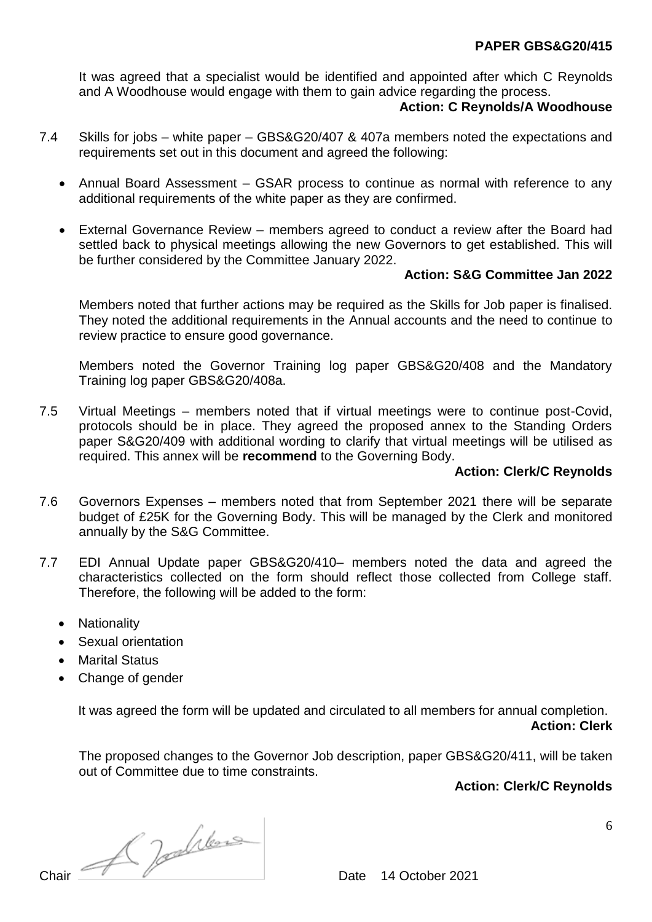It was agreed that a specialist would be identified and appointed after which C Reynolds and A Woodhouse would engage with them to gain advice regarding the process.

**Action: C Reynolds/A Woodhouse**

7.4 Skills for jobs – white paper – GBS&G20/407 & 407a members noted the expectations and requirements set out in this document and agreed the following:

- Annual Board Assessment – GSAR process to continue as normal with reference to any additional requirements of the white paper as they are confirmed.
- External Governance Review – members agreed to conduct a review after the Board had settled back to physical meetings allowing the new Governors to get established. This will be further considered by the Committee January 2022.

**Action: S&G Committee Jan 2022**

Members noted that further actions may be required as the Skills for Job paper is finalised. They noted the additional requirements in the Annual accounts and the need to continue to review practice to ensure good governance.

Members noted the Governor Training log paper GBS&G20/408 and the Mandatory Training log paper GBS&G20/408a.

7.5 Virtual Meetings – members noted that if virtual meetings were to continue post-Covid, protocols should be in place. They agreed the proposed annex to the Standing Orders paper S&G20/409 with additional wording to clarify that virtual meetings will be utilised as required. This annex will be **recommend** to the Governing Body.

**Action: Clerk/C Reynolds**

7.6 Governors Expenses – members noted that from September 2021 there will be separate budget of £25K for the Governing Body. This will be managed by the Clerk and monitored annually by the S&G Committee.

7.7 EDI Annual Update paper GBS&G20/410– members noted the data and agreed the characteristics collected on the form should reflect those collected from College staff. Therefore, the following will be added to the form:

- Nationality
- Sexual orientation
- Marital Status
- Change of gender

It was agreed the form will be updated and circulated to all members for annual completion.

**Action: Clerk**

The proposed changes to the Governor Job description, paper GBS&G20/411, will be taken out of Committee due to time constraints.

**Action: Clerk/C Reynolds**

Chair Date 14 October 2021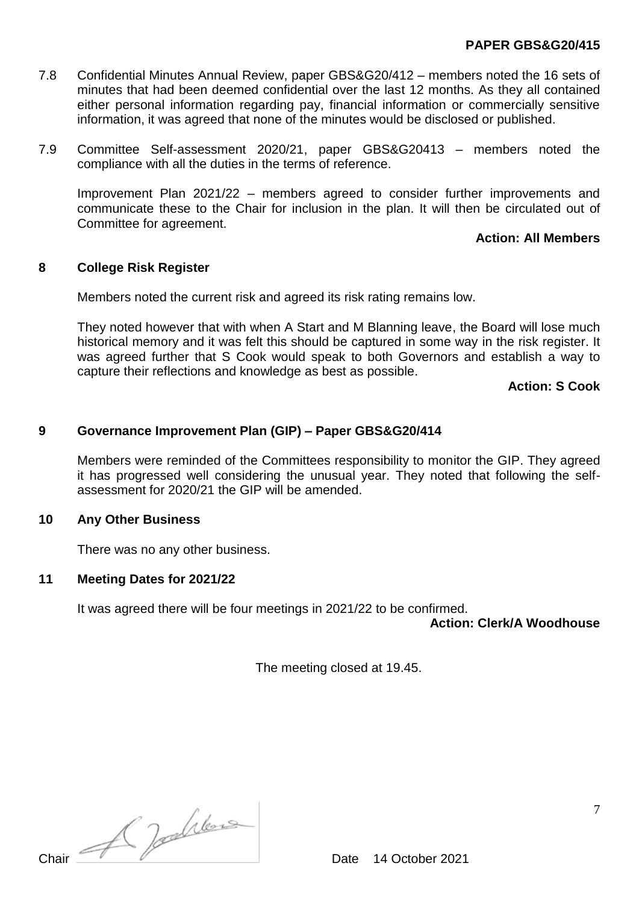**PAPER GBS&G20/415**

7.8 Confidential Minutes Annual Review, paper GBS&G20/412 – members noted the 16 sets of minutes that had been deemed confidential over the last 12 months. As they all contained either personal information regarding pay, financial information or commercially sensitive information, it was agreed that none of the minutes would be disclosed or published.

7.9 Committee Self-assessment 2020/21, paper GBS&G20413 – members noted the compliance with all the duties in the terms of reference.

Improvement Plan 2021/22 – members agreed to consider further improvements and communicate these to the Chair for inclusion in the plan. It will then be circulated out of Committee for agreement.

**Action: All Members**

## 8 College Risk Register

Members noted the current risk and agreed its risk rating remains low.

They noted however that with when A Start and M Blanning leave, the Board will lose much historical memory and it was felt this should be captured in some way in the risk register. It was agreed further that S Cook would speak to both Governors and establish a way to capture their reflections and knowledge as best as possible.

**Action: S Cook**

## 9 Governance Improvement Plan (GIP) – Paper GBS&G20/414

Members were reminded of the Committees responsibility to monitor the GIP. They agreed it has progressed well considering the unusual year. They noted that following the self-assessment for 2020/21 the GIP will be amended.

## 10 Any Other Business

There was no any other business.

## 11 Meeting Dates for 2021/22

It was agreed there will be four meetings in 2021/22 to be confirmed.

**Action: Clerk/A Woodhouse**

The meeting closed at 19.45.

Chair [signature] Date 14 October 2021